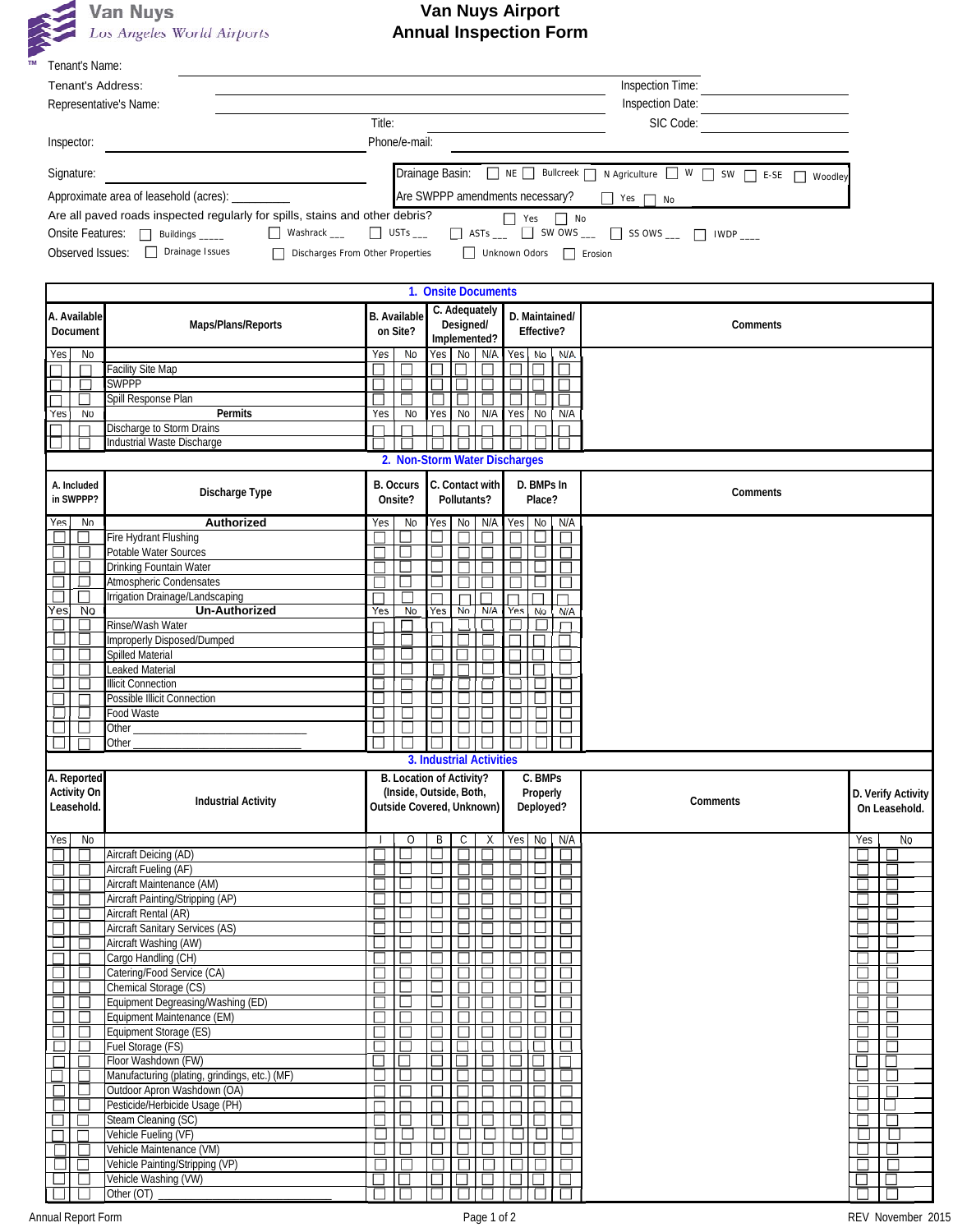Van Nuys
Los Angeles World Airports

# Van Nuys Airport
# Annual Inspection Form

Tenant's Name: ____________________

Tenant's Address: ____________________ Inspection Time: ____________________

Representative's Name: ____________________ Inspection Date: ____________________

Title: ____________________ SIC Code: ____________________

Inspector: ____________________ Phone/e-mail: ____________________

Signature: ____________________

Drainage Basin: ☐ NE ☐ Bullcreek ☐ N Agriculture ☐ W ☐ SW ☐ E-SE ☐ Woodley

Approximate area of leasehold (acres): __________

Are SWPPP amendments necessary? ☐ Yes ☐ No

Are all paved roads inspected regularly for spills, stains and other debris? ☐ Yes ☐ No

Onsite Features: ☐ Buildings _____ ☐ Washrack ___ ☐ USTs ___ ☐ ASTs ___ ☐ SW OWS ___ ☐ SS OWS ___ ☐ IWDP ____

Observed Issues: ☐ Drainage Issues ☐ Discharges From Other Properties ☐ Unknown Odors ☐ Erosion

## 1. Onsite Documents

| A. Available Document | | Maps/Plans/Reports | B. Available on Site? | | C. Adequately Designed/ Implemented? | | | D. Maintained/ Effective? | | | Comments |
|---|---|---|---|---|---|---|---|---|---|---|---|
| Yes | No | | Yes | No | Yes | No | N/A | Yes | No | N/A | |
| ☐ | ☐ | Facility Site Map | ☐ | ☐ | ☐ | ☐ | ☐ | ☐ | ☐ | ☐ | |
| ☐ | ☐ | SWPPP | ☐ | ☐ | ☐ | ☐ | ☐ | ☐ | ☐ | ☐ | |
| ☐ | ☐ | Spill Response Plan | ☐ | ☐ | ☐ | ☐ | ☐ | ☐ | ☐ | ☐ | |
| Yes | No | **Permits** | Yes | No | Yes | No | N/A | Yes | No | N/A | |
| ☐ | ☐ | Discharge to Storm Drains | ☐ | ☐ | ☐ | ☐ | ☐ | ☐ | ☐ | ☐ | |
| ☐ | ☐ | Industrial Waste Discharge | ☐ | ☐ | ☐ | ☐ | ☐ | ☐ | ☐ | ☐ | |

## 2. Non-Storm Water Discharges

| A. Included in SWPPP? | | Discharge Type | B. Occurs Onsite? | | C. Contact with Pollutants? | | | D. BMPs In Place? | | | Comments |
|---|---|---|---|---|---|---|---|---|---|---|---|
| Yes | No | **Authorized** | Yes | No | Yes | No | N/A | Yes | No | N/A | |
| ☐ | ☐ | Fire Hydrant Flushing | ☐ | ☐ | ☐ | ☐ | ☐ | ☐ | ☐ | ☐ | |
| ☐ | ☐ | Potable Water Sources | ☐ | ☐ | ☐ | ☐ | ☐ | ☐ | ☐ | ☐ | |
| ☐ | ☐ | Drinking Fountain Water | ☐ | ☐ | ☐ | ☐ | ☐ | ☐ | ☐ | ☐ | |
| ☐ | ☐ | Atmospheric Condensates | ☐ | ☐ | ☐ | ☐ | ☐ | ☐ | ☐ | ☐ | |
| ☐ | ☐ | Irrigation Drainage/Landscaping | ☐ | ☐ | ☐ | ☐ | ☐ | ☐ | ☐ | ☐ | |
| Yes | No | **Un-Authorized** | Yes | No | Yes | No | N/A | Yes | No | N/A | |
| ☐ | ☐ | Rinse/Wash Water | ☐ | ☐ | ☐ | ☐ | ☐ | ☐ | ☐ | ☐ | |
| ☐ | ☐ | Improperly Disposed/Dumped | ☐ | ☐ | ☐ | ☐ | ☐ | ☐ | ☐ | ☐ | |
| ☐ | ☐ | Spilled Material | ☐ | ☐ | ☐ | ☐ | ☐ | ☐ | ☐ | ☐ | |
| ☐ | ☐ | Leaked Material | ☐ | ☐ | ☐ | ☐ | ☐ | ☐ | ☐ | ☐ | |
| ☐ | ☐ | Illicit Connection | ☐ | ☐ | ☐ | ☐ | ☐ | ☐ | ☐ | ☐ | |
| ☐ | ☐ | Possible Illicit Connection | ☐ | ☐ | ☐ | ☐ | ☐ | ☐ | ☐ | ☐ | |
| ☐ | ☐ | Food Waste | ☐ | ☐ | ☐ | ☐ | ☐ | ☐ | ☐ | ☐ | |
| ☐ | ☐ | Other ______________________ | ☐ | ☐ | ☐ | ☐ | ☐ | ☐ | ☐ | ☐ | |
| ☐ | ☐ | Other ______________________ | ☐ | ☐ | ☐ | ☐ | ☐ | ☐ | ☐ | ☐ | |

## 3. Industrial Activities

| A. Reported Activity On Leasehold. | | Industrial Activity | B. Location of Activity? (Inside, Outside, Both, Outside Covered, Unknown) | | | | | C. BMPs Properly Deployed? | | | Comments | D. Verify Activity On Leasehold. | |
|---|---|---|---|---|---|---|---|---|---|---|---|---|---|
| Yes | No | | I | O | B | C | X | Yes | No | N/A | | Yes | No |
| ☐ | ☐ | Aircraft Deicing (AD) | ☐ | ☐ | ☐ | ☐ | ☐ | ☐ | ☐ | ☐ | | ☐ | ☐ |
| ☐ | ☐ | Aircraft Fueling (AF) | ☐ | ☐ | ☐ | ☐ | ☐ | ☐ | ☐ | ☐ | | ☐ | ☐ |
| ☐ | ☐ | Aircraft Maintenance (AM) | ☐ | ☐ | ☐ | ☐ | ☐ | ☐ | ☐ | ☐ | | ☐ | ☐ |
| ☐ | ☐ | Aircraft Painting/Stripping (AP) | ☐ | ☐ | ☐ | ☐ | ☐ | ☐ | ☐ | ☐ | | ☐ | ☐ |
| ☐ | ☐ | Aircraft Rental (AR) | ☐ | ☐ | ☐ | ☐ | ☐ | ☐ | ☐ | ☐ | | ☐ | ☐ |
| ☐ | ☐ | Aircraft Sanitary Services (AS) | ☐ | ☐ | ☐ | ☐ | ☐ | ☐ | ☐ | ☐ | | ☐ | ☐ |
| ☐ | ☐ | Aircraft Washing (AW) | ☐ | ☐ | ☐ | ☐ | ☐ | ☐ | ☐ | ☐ | | ☐ | ☐ |
| ☐ | ☐ | Cargo Handling (CH) | ☐ | ☐ | ☐ | ☐ | ☐ | ☐ | ☐ | ☐ | | ☐ | ☐ |
| ☐ | ☐ | Catering/Food Service (CA) | ☐ | ☐ | ☐ | ☐ | ☐ | ☐ | ☐ | ☐ | | ☐ | ☐ |
| ☐ | ☐ | Chemical Storage (CS) | ☐ | ☐ | ☐ | ☐ | ☐ | ☐ | ☐ | ☐ | | ☐ | ☐ |
| ☐ | ☐ | Equipment Degreasing/Washing (ED) | ☐ | ☐ | ☐ | ☐ | ☐ | ☐ | ☐ | ☐ | | ☐ | ☐ |
| ☐ | ☐ | Equipment Maintenance (EM) | ☐ | ☐ | ☐ | ☐ | ☐ | ☐ | ☐ | ☐ | | ☐ | ☐ |
| ☐ | ☐ | Equipment Storage (ES) | ☐ | ☐ | ☐ | ☐ | ☐ | ☐ | ☐ | ☐ | | ☐ | ☐ |
| ☐ | ☐ | Fuel Storage (FS) | ☐ | ☐ | ☐ | ☐ | ☐ | ☐ | ☐ | ☐ | | ☐ | ☐ |
| ☐ | ☐ | Floor Washdown (FW) | ☐ | ☐ | ☐ | ☐ | ☐ | ☐ | ☐ | ☐ | | ☐ | ☐ |
| ☐ | ☐ | Manufacturing (plating, grindings, etc.) (MF) | ☐ | ☐ | ☐ | ☐ | ☐ | ☐ | ☐ | ☐ | | ☐ | ☐ |
| ☐ | ☐ | Outdoor Apron Washdown (OA) | ☐ | ☐ | ☐ | ☐ | ☐ | ☐ | ☐ | ☐ | | ☐ | ☐ |
| ☐ | ☐ | Pesticide/Herbicide Usage (PH) | ☐ | ☐ | ☐ | ☐ | ☐ | ☐ | ☐ | ☐ | | ☐ | ☐ |
| ☐ | ☐ | Steam Cleaning (SC) | ☐ | ☐ | ☐ | ☐ | ☐ | ☐ | ☐ | ☐ | | ☐ | ☐ |
| ☐ | ☐ | Vehicle Fueling (VF) | ☐ | ☐ | ☐ | ☐ | ☐ | ☐ | ☐ | ☐ | | ☐ | ☐ |
| ☐ | ☐ | Vehicle Maintenance (VM) | ☐ | ☐ | ☐ | ☐ | ☐ | ☐ | ☐ | ☐ | | ☐ | ☐ |
| ☐ | ☐ | Vehicle Painting/Stripping (VP) | ☐ | ☐ | ☐ | ☐ | ☐ | ☐ | ☐ | ☐ | | ☐ | ☐ |
| ☐ | ☐ | Vehicle Washing (VW) | ☐ | ☐ | ☐ | ☐ | ☐ | ☐ | ☐ | ☐ | | ☐ | ☐ |
| ☐ | ☐ | Other (OT) ______________________ | ☐ | ☐ | ☐ | ☐ | ☐ | ☐ | ☐ | ☐ | | ☐ | ☐ |

Annual Report Form REV November 2015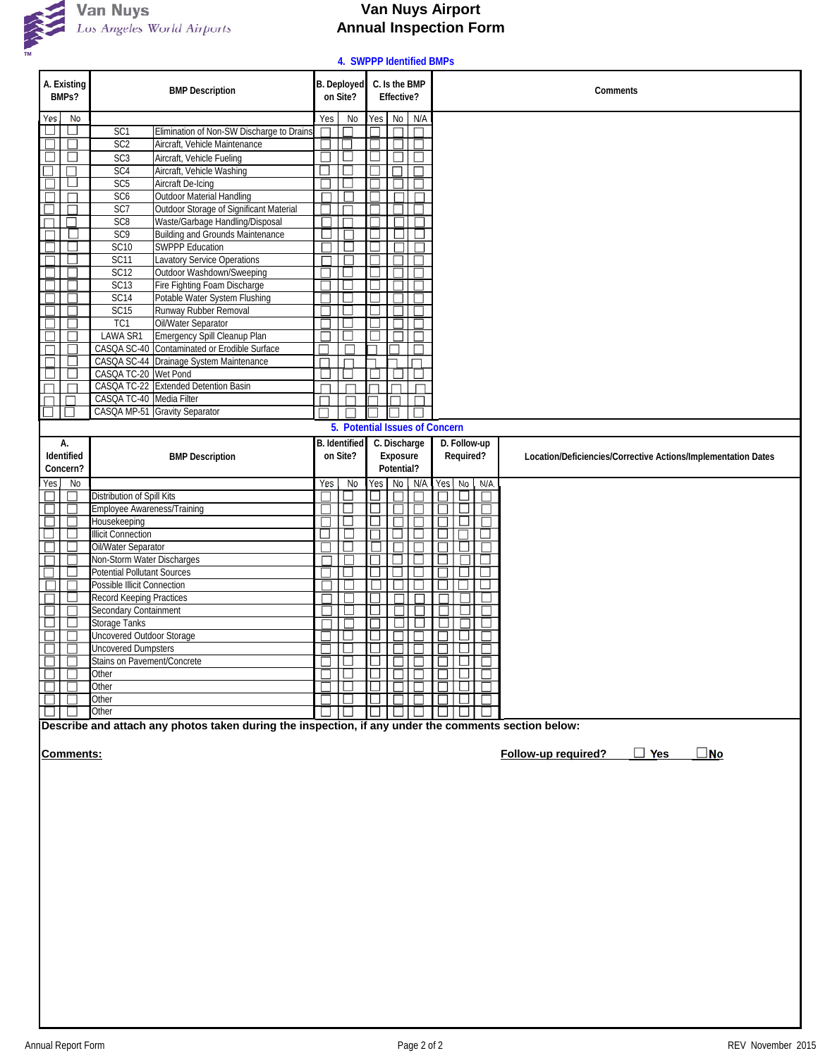Van Nuys
Los Angeles World Airports

# Van Nuys Airport
# Annual Inspection Form

## 4. SWPPP Identified BMPs

| A. Existing BMPs? | | BMP Description | | B. Deployed on Site? | | C. Is the BMP Effective? | | | Comments |
|---|---|---|---|---|---|---|---|---|---|
| Yes | No | | | Yes | No | Yes | No | N/A | |
| ☐ | ☐ | SC1 | Elimination of Non-SW Discharge to Drains | ☐ | ☐ | ☐ | ☐ | ☐ | |
| ☐ | ☐ | SC2 | Aircraft, Vehicle Maintenance | ☐ | ☐ | ☐ | ☐ | ☐ | |
| ☐ | ☐ | SC3 | Aircraft, Vehicle Fueling | ☐ | ☐ | ☐ | ☐ | ☐ | |
| ☐ | ☐ | SC4 | Aircraft, Vehicle Washing | ☐ | ☐ | ☐ | ☐ | ☐ | |
| ☐ | ☐ | SC5 | Aircraft De-Icing | ☐ | ☐ | ☐ | ☐ | ☐ | |
| ☐ | ☐ | SC6 | Outdoor Material Handling | ☐ | ☐ | ☐ | ☐ | ☐ | |
| ☐ | ☐ | SC7 | Outdoor Storage of Significant Material | ☐ | ☐ | ☐ | ☐ | ☐ | |
| ☐ | ☐ | SC8 | Waste/Garbage Handling/Disposal | ☐ | ☐ | ☐ | ☐ | ☐ | |
| ☐ | ☐ | SC9 | Building and Grounds Maintenance | ☐ | ☐ | ☐ | ☐ | ☐ | |
| ☐ | ☐ | SC10 | SWPPP Education | ☐ | ☐ | ☐ | ☐ | ☐ | |
| ☐ | ☐ | SC11 | Lavatory Service Operations | ☐ | ☐ | ☐ | ☐ | ☐ | |
| ☐ | ☐ | SC12 | Outdoor Washdown/Sweeping | ☐ | ☐ | ☐ | ☐ | ☐ | |
| ☐ | ☐ | SC13 | Fire Fighting Foam Discharge | ☐ | ☐ | ☐ | ☐ | ☐ | |
| ☐ | ☐ | SC14 | Potable Water System Flushing | ☐ | ☐ | ☐ | ☐ | ☐ | |
| ☐ | ☐ | SC15 | Runway Rubber Removal | ☐ | ☐ | ☐ | ☐ | ☐ | |
| ☐ | ☐ | TC1 | Oil/Water Separator | ☐ | ☐ | ☐ | ☐ | ☐ | |
| ☐ | ☐ | LAWA SR1 | Emergency Spill Cleanup Plan | ☐ | ☐ | ☐ | ☐ | ☐ | |
| ☐ | ☐ | CASQA SC-40 | Contaminated or Erodible Surface | ☐ | ☐ | ☐ | ☐ | ☐ | |
| ☐ | ☐ | CASQA SC-44 | Drainage System Maintenance | ☐ | ☐ | ☐ | ☐ | ☐ | |
| ☐ | ☐ | CASQA TC-20 | Wet Pond | ☐ | ☐ | ☐ | ☐ | ☐ | |
| ☐ | ☐ | CASQA TC-22 | Extended Detention Basin | ☐ | ☐ | ☐ | ☐ | ☐ | |
| ☐ | ☐ | CASQA TC-40 | Media Filter | ☐ | ☐ | ☐ | ☐ | ☐ | |
| ☐ | ☐ | CASQA MP-51 | Gravity Separator | ☐ | ☐ | ☐ | ☐ | ☐ | |

## 5. Potential Issues of Concern

| A. Identified Concern? | | BMP Description | B. Identified on Site? | | C. Discharge Exposure Potential? | | | D. Follow-up Required? | | | Location/Deficiencies/Corrective Actions/Implementation Dates |
|---|---|---|---|---|---|---|---|---|---|---|---|
| Yes | No | | Yes | No | Yes | No | N/A | Yes | No | N/A | |
| ☐ | ☐ | Distribution of Spill Kits | ☐ | ☐ | ☐ | ☐ | ☐ | ☐ | ☐ | ☐ | |
| ☐ | ☐ | Employee Awareness/Training | ☐ | ☐ | ☐ | ☐ | ☐ | ☐ | ☐ | ☐ | |
| ☐ | ☐ | Housekeeping | ☐ | ☐ | ☐ | ☐ | ☐ | ☐ | ☐ | ☐ | |
| ☐ | ☐ | Illicit Connection | ☐ | ☐ | ☐ | ☐ | ☐ | ☐ | ☐ | ☐ | |
| ☐ | ☐ | Oil/Water Separator | ☐ | ☐ | ☐ | ☐ | ☐ | ☐ | ☐ | ☐ | |
| ☐ | ☐ | Non-Storm Water Discharges | ☐ | ☐ | ☐ | ☐ | ☐ | ☐ | ☐ | ☐ | |
| ☐ | ☐ | Potential Pollutant Sources | ☐ | ☐ | ☐ | ☐ | ☐ | ☐ | ☐ | ☐ | |
| ☐ | ☐ | Possible Illicit Connection | ☐ | ☐ | ☐ | ☐ | ☐ | ☐ | ☐ | ☐ | |
| ☐ | ☐ | Record Keeping Practices | ☐ | ☐ | ☐ | ☐ | ☐ | ☐ | ☐ | ☐ | |
| ☐ | ☐ | Secondary Containment | ☐ | ☐ | ☐ | ☐ | ☐ | ☐ | ☐ | ☐ | |
| ☐ | ☐ | Storage Tanks | ☐ | ☐ | ☐ | ☐ | ☐ | ☐ | ☐ | ☐ | |
| ☐ | ☐ | Uncovered Outdoor Storage | ☐ | ☐ | ☐ | ☐ | ☐ | ☐ | ☐ | ☐ | |
| ☐ | ☐ | Uncovered Dumpsters | ☐ | ☐ | ☐ | ☐ | ☐ | ☐ | ☐ | ☐ | |
| ☐ | ☐ | Stains on Pavement/Concrete | ☐ | ☐ | ☐ | ☐ | ☐ | ☐ | ☐ | ☐ | |
| ☐ | ☐ | Other | ☐ | ☐ | ☐ | ☐ | ☐ | ☐ | ☐ | ☐ | |
| ☐ | ☐ | Other | ☐ | ☐ | ☐ | ☐ | ☐ | ☐ | ☐ | ☐ | |
| ☐ | ☐ | Other | ☐ | ☐ | ☐ | ☐ | ☐ | ☐ | ☐ | ☐ | |
| ☐ | ☐ | Other | ☐ | ☐ | ☐ | ☐ | ☐ | ☐ | ☐ | ☐ | |

**Describe and attach any photos taken during the inspection, if any under the comments section below:**

**Comments:**

**Follow-up required?** ☐ **Yes** ☐ **No**

Annual Report Form

REV November 2015